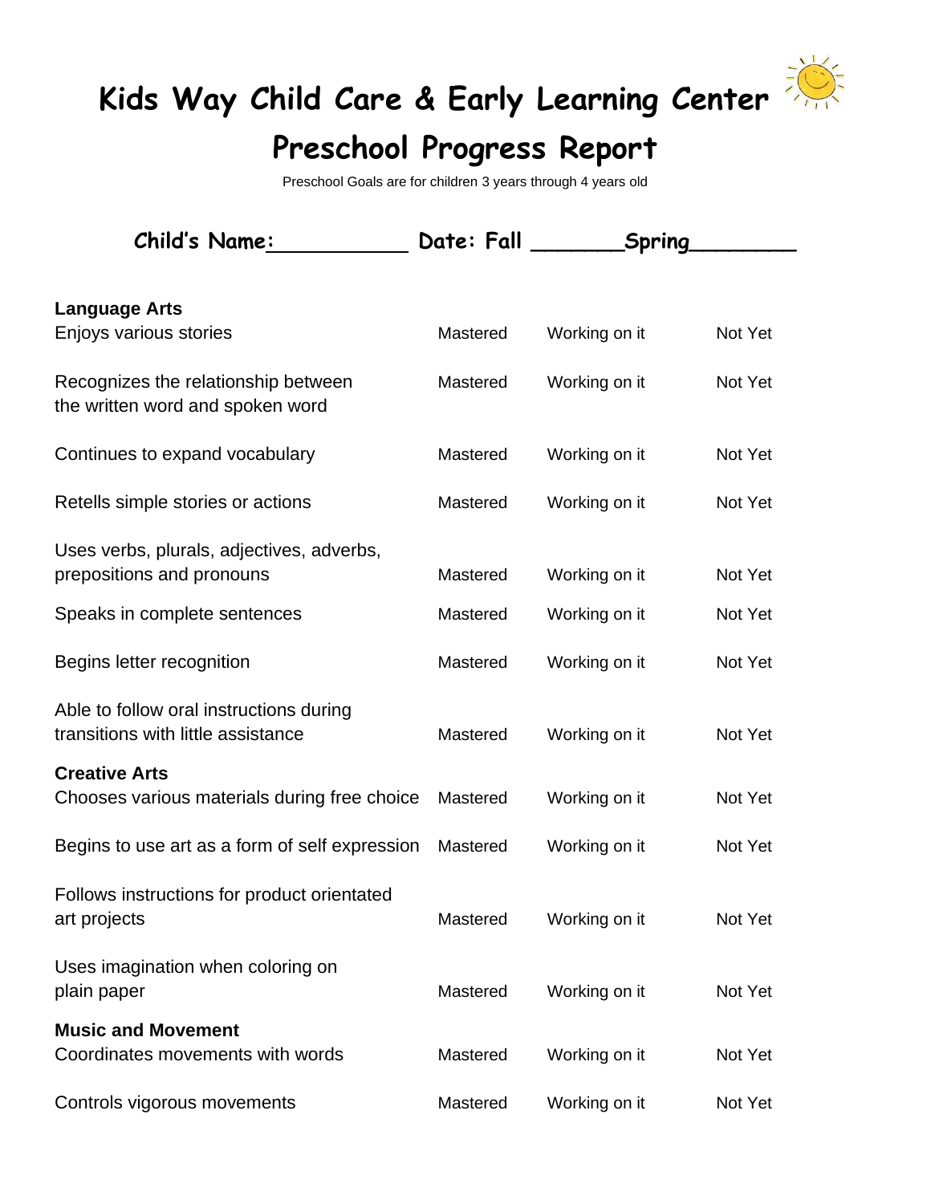# Kids Way Child Care & Early Learning Center

## Preschool Progress Report

Preschool Goals are for children 3 years through 4 years old

**Child's Name:__________ Date: Fall _______Spring________**

| **Language Arts** | | | |
|---|---|---|---|
| Enjoys various stories | Mastered | Working on it | Not Yet |
| Recognizes the relationship between the written word and spoken word | Mastered | Working on it | Not Yet |
| Continues to expand vocabulary | Mastered | Working on it | Not Yet |
| Retells simple stories or actions | Mastered | Working on it | Not Yet |
| Uses verbs, plurals, adjectives, adverbs, prepositions and pronouns | Mastered | Working on it | Not Yet |
| Speaks in complete sentences | Mastered | Working on it | Not Yet |
| Begins letter recognition | Mastered | Working on it | Not Yet |
| Able to follow oral instructions during transitions with little assistance | Mastered | Working on it | Not Yet |
| **Creative Arts** | | | |
| Chooses various materials during free choice | Mastered | Working on it | Not Yet |
| Begins to use art as a form of self expression | Mastered | Working on it | Not Yet |
| Follows instructions for product orientated art projects | Mastered | Working on it | Not Yet |
| Uses imagination when coloring on plain paper | Mastered | Working on it | Not Yet |
| **Music and Movement** | | | |
| Coordinates movements with words | Mastered | Working on it | Not Yet |
| Controls vigorous movements | Mastered | Working on it | Not Yet |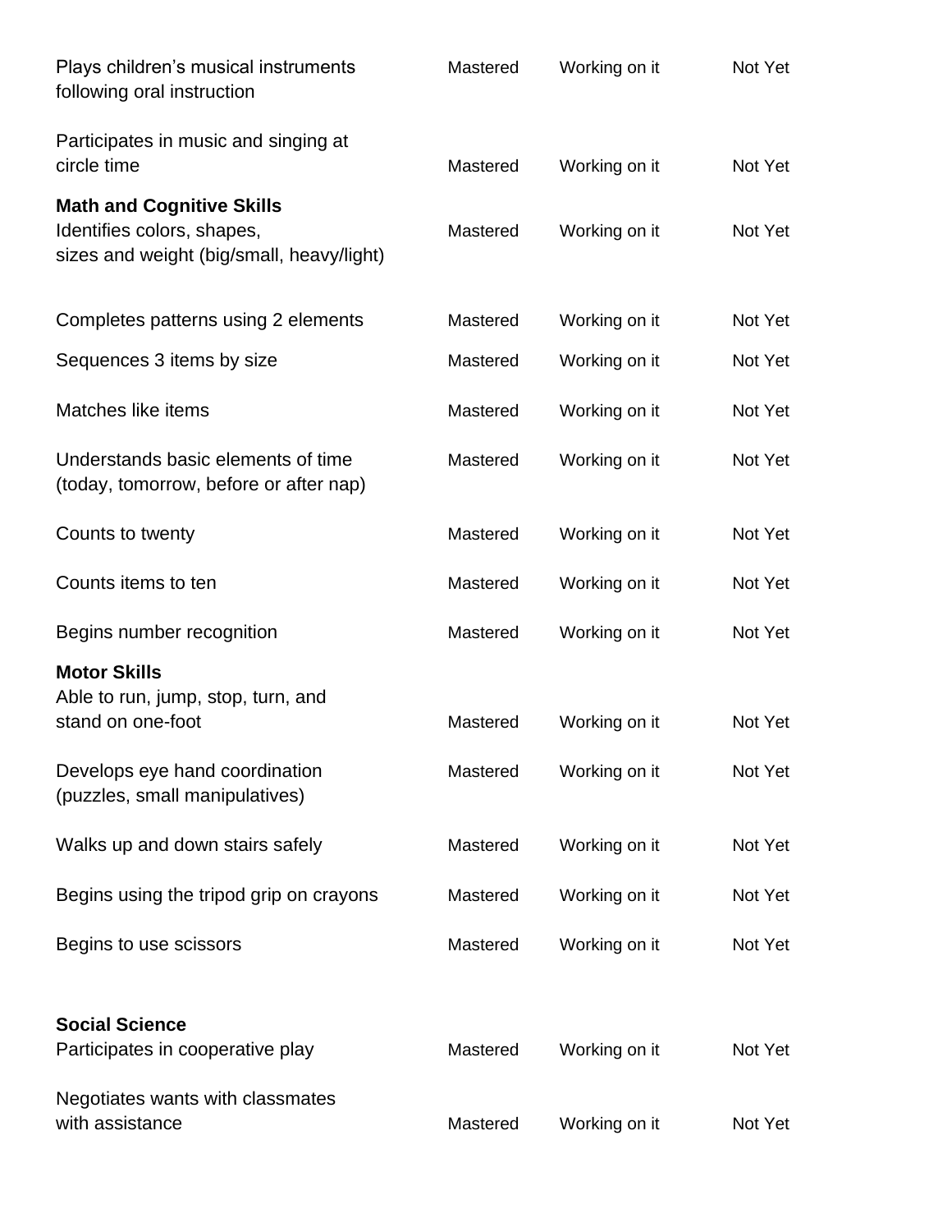| | | | |
|---|---|---|---|
| Plays children's musical instruments following oral instruction | Mastered | Working on it | Not Yet |
| Participates in music and singing at circle time | Mastered | Working on it | Not Yet |
| **Math and Cognitive Skills** | | | |
| Identifies colors, shapes, sizes and weight (big/small, heavy/light) | Mastered | Working on it | Not Yet |
| Completes patterns using 2 elements | Mastered | Working on it | Not Yet |
| Sequences 3 items by size | Mastered | Working on it | Not Yet |
| Matches like items | Mastered | Working on it | Not Yet |
| Understands basic elements of time (today, tomorrow, before or after nap) | Mastered | Working on it | Not Yet |
| Counts to twenty | Mastered | Working on it | Not Yet |
| Counts items to ten | Mastered | Working on it | Not Yet |
| Begins number recognition | Mastered | Working on it | Not Yet |
| **Motor Skills** | | | |
| Able to run, jump, stop, turn, and stand on one-foot | Mastered | Working on it | Not Yet |
| Develops eye hand coordination (puzzles, small manipulatives) | Mastered | Working on it | Not Yet |
| Walks up and down stairs safely | Mastered | Working on it | Not Yet |
| Begins using the tripod grip on crayons | Mastered | Working on it | Not Yet |
| Begins to use scissors | Mastered | Working on it | Not Yet |
| **Social Science** | | | |
| Participates in cooperative play | Mastered | Working on it | Not Yet |
| Negotiates wants with classmates with assistance | Mastered | Working on it | Not Yet |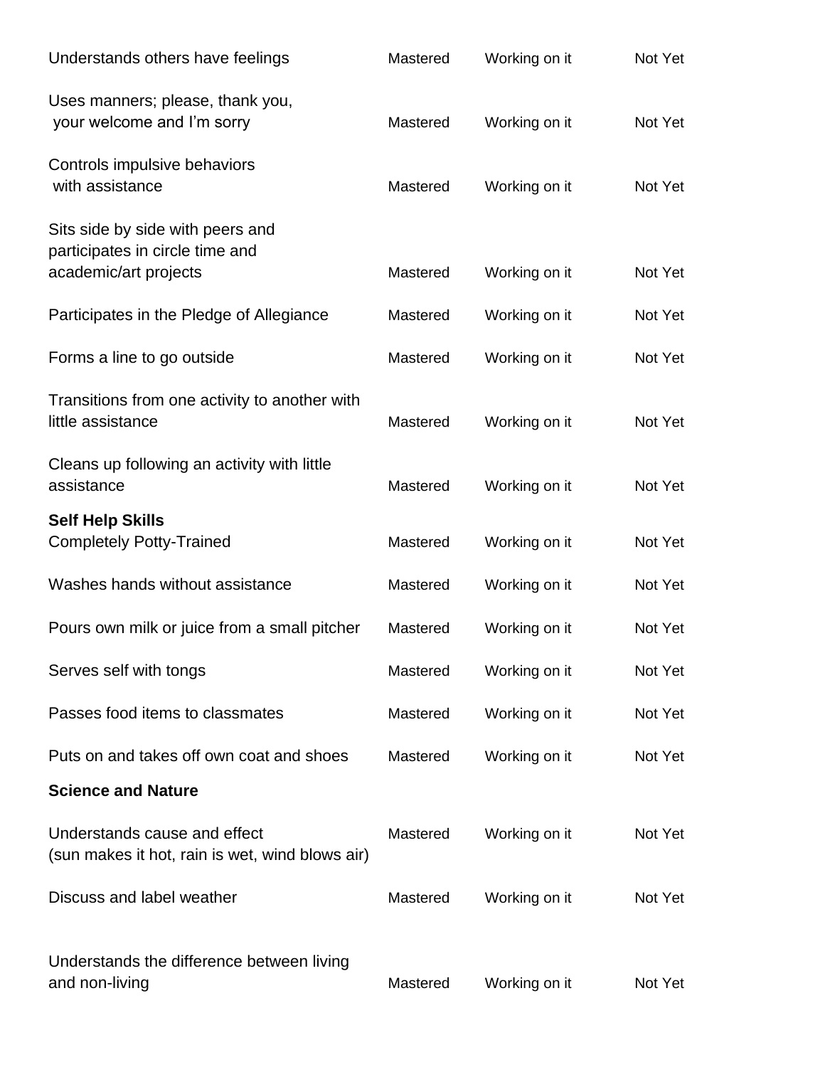| | | | |
|---|---|---|---|
| Understands others have feelings | Mastered | Working on it | Not Yet |
| Uses manners; please, thank you, your welcome and I'm sorry | Mastered | Working on it | Not Yet |
| Controls impulsive behaviors with assistance | Mastered | Working on it | Not Yet |
| Sits side by side with peers and participates in circle time and academic/art projects | Mastered | Working on it | Not Yet |
| Participates in the Pledge of Allegiance | Mastered | Working on it | Not Yet |
| Forms a line to go outside | Mastered | Working on it | Not Yet |
| Transitions from one activity to another with little assistance | Mastered | Working on it | Not Yet |
| Cleans up following an activity with little assistance | Mastered | Working on it | Not Yet |

**Self Help Skills**

| | | | |
|---|---|---|---|
| Completely Potty-Trained | Mastered | Working on it | Not Yet |
| Washes hands without assistance | Mastered | Working on it | Not Yet |
| Pours own milk or juice from a small pitcher | Mastered | Working on it | Not Yet |
| Serves self with tongs | Mastered | Working on it | Not Yet |
| Passes food items to classmates | Mastered | Working on it | Not Yet |
| Puts on and takes off own coat and shoes | Mastered | Working on it | Not Yet |

**Science and Nature**

| | | | |
|---|---|---|---|
| Understands cause and effect (sun makes it hot, rain is wet, wind blows air) | Mastered | Working on it | Not Yet |
| Discuss and label weather | Mastered | Working on it | Not Yet |
| Understands the difference between living and non-living | Mastered | Working on it | Not Yet |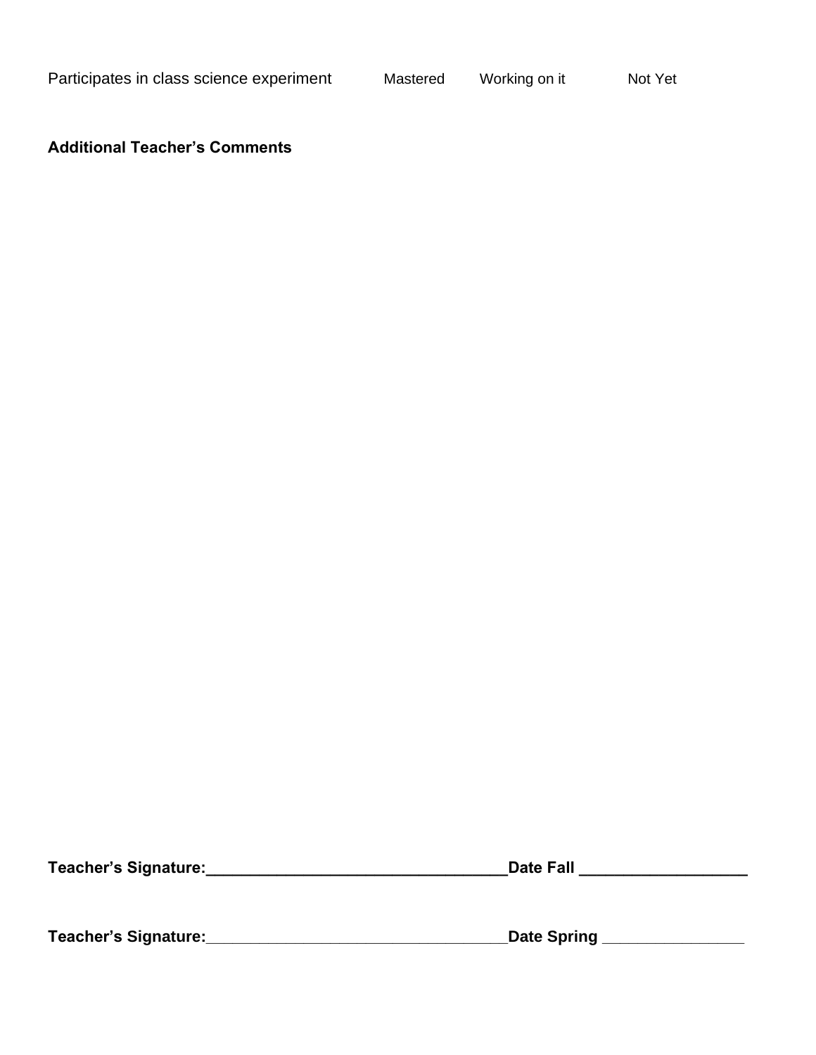| | | | |
|---|---|---|---|
| Participates in class science experiment | Mastered | Working on it | Not Yet |

**Additional Teacher's Comments**

**Teacher's Signature:**\_\_\_\_\_\_\_\_\_\_\_\_\_\_\_\_\_\_\_\_\_\_\_\_\_\_\_\_\_\_\_\_\_\_**Date Fall** \_\_\_\_\_\_\_\_\_\_\_\_\_\_\_\_\_\_\_

**Teacher's Signature:**\_\_\_\_\_\_\_\_\_\_\_\_\_\_\_\_\_\_\_\_\_\_\_\_\_\_\_\_\_\_\_\_\_\_**Date Spring** \_\_\_\_\_\_\_\_\_\_\_\_\_\_\_\_